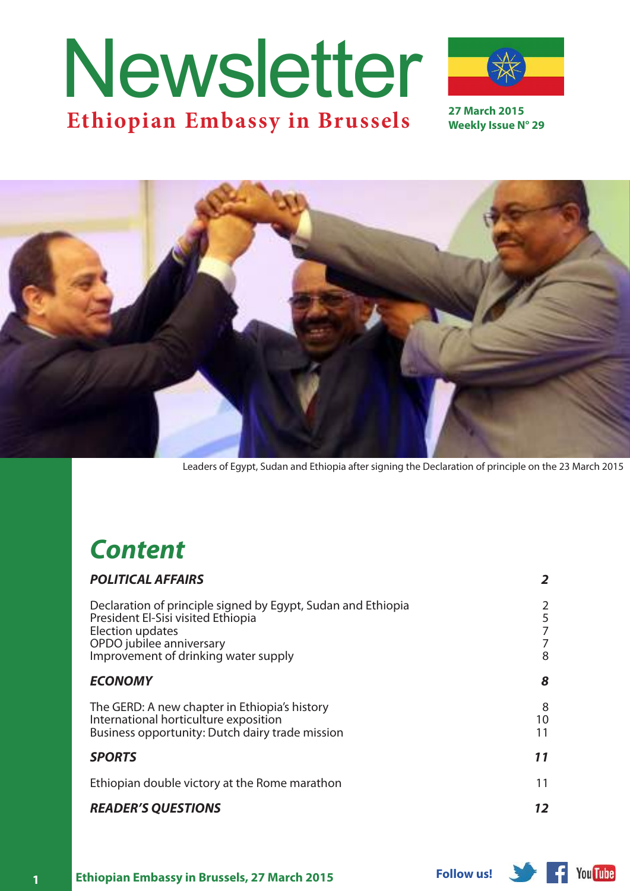# Newsletter

**Ethiopian Embassy in Brussels**

**27 March 2015**
**Weekly Issue N° 29**

Leaders of Egypt, Sudan and Ethiopia after signing the Declaration of principle on the 23 March 2015

## Content

| | |
|---|---|
| ***POLITICAL AFFAIRS*** | ***2*** |
| Declaration of principle signed by Egypt, Sudan and Ethiopia | 2 |
| President El-Sisi visited Ethiopia | 5 |
| Election updates | 7 |
| OPDO jubilee anniversary | 7 |
| Improvement of drinking water supply | 8 |
| ***ECONOMY*** | ***8*** |
| The GERD: A new chapter in Ethiopia's history | 8 |
| International horticulture exposition | 10 |
| Business opportunity: Dutch dairy trade mission | 11 |
| ***SPORTS*** | ***11*** |
| Ethiopian double victory at the Rome marathon | 11 |
| ***READER'S QUESTIONS*** | ***12*** |

Follow us!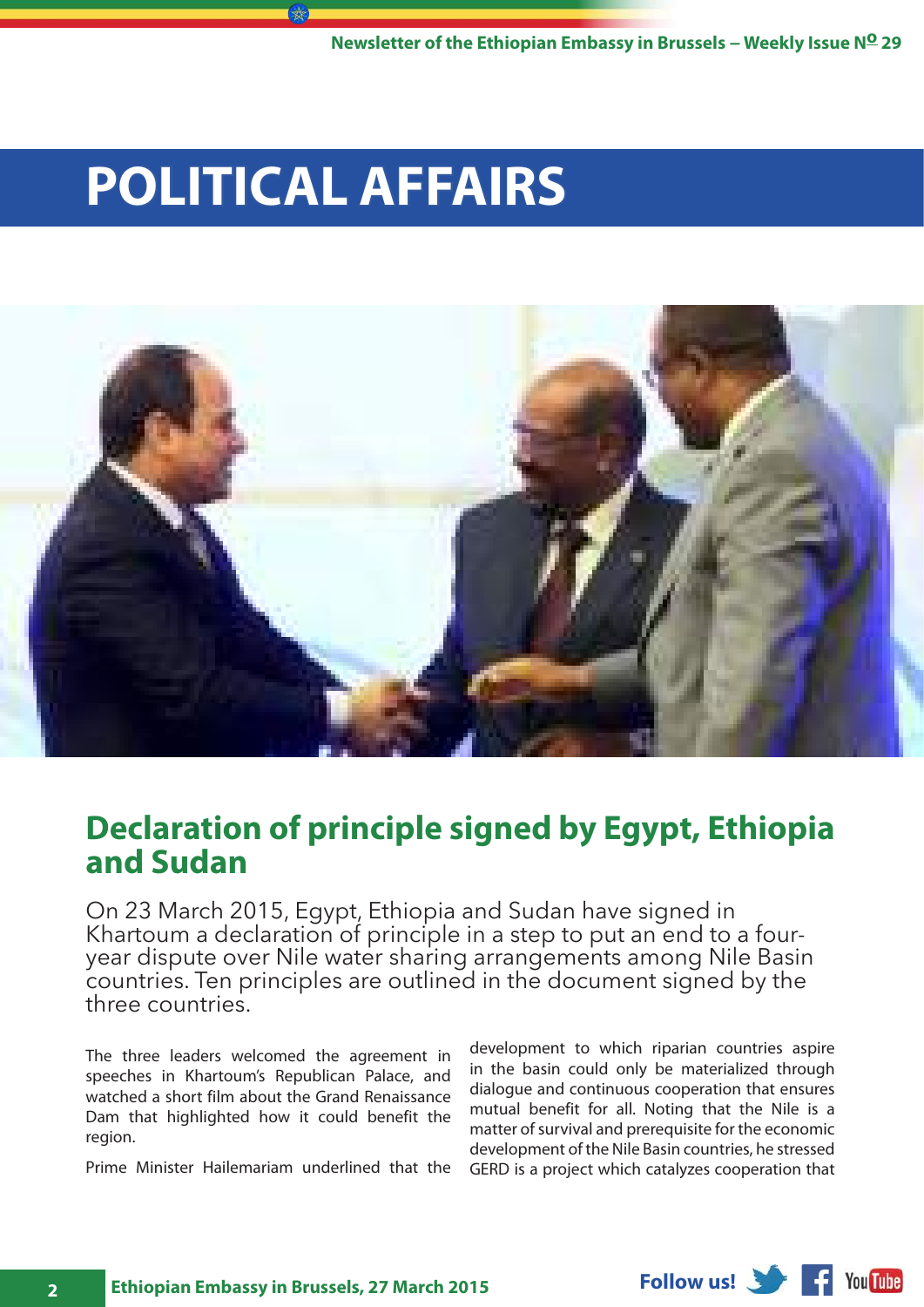# POLITICAL AFFAIRS

## Declaration of principle signed by Egypt, Ethiopia and Sudan

On 23 March 2015, Egypt, Ethiopia and Sudan have signed in Khartoum a declaration of principle in a step to put an end to a four-year dispute over Nile water sharing arrangements among Nile Basin countries. Ten principles are outlined in the document signed by the three countries.

The three leaders welcomed the agreement in speeches in Khartoum's Republican Palace, and watched a short film about the Grand Renaissance Dam that highlighted how it could benefit the region.

Prime Minister Hailemariam underlined that the development to which riparian countries aspire in the basin could only be materialized through dialogue and continuous cooperation that ensures mutual benefit for all. Noting that the Nile is a matter of survival and prerequisite for the economic development of the Nile Basin countries, he stressed GERD is a project which catalyzes cooperation that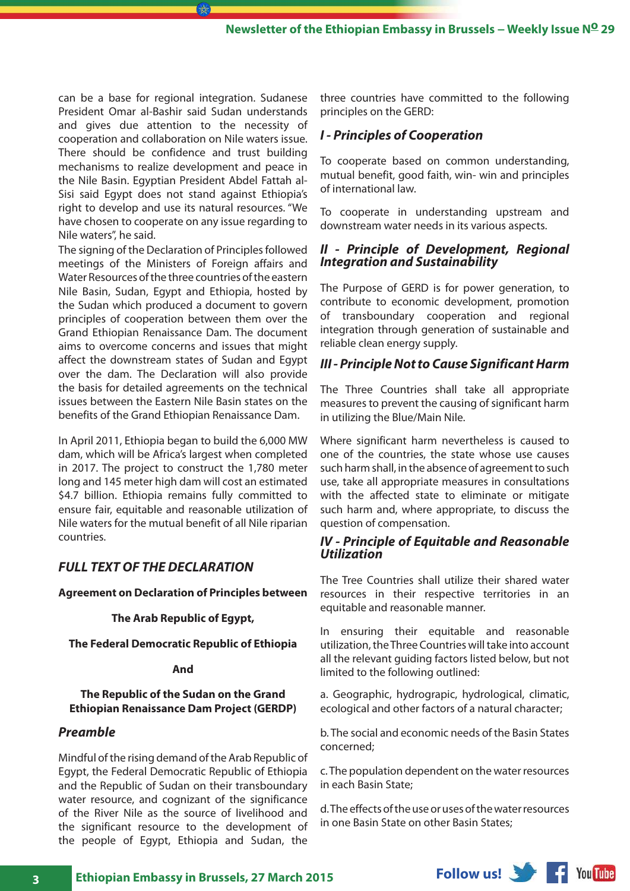can be a base for regional integration. Sudanese President Omar al-Bashir said Sudan understands and gives due attention to the necessity of cooperation and collaboration on Nile waters issue. There should be confidence and trust building mechanisms to realize development and peace in the Nile Basin. Egyptian President Abdel Fattah al-Sisi said Egypt does not stand against Ethiopia's right to develop and use its natural resources. "We have chosen to cooperate on any issue regarding to Nile waters", he said.

The signing of the Declaration of Principles followed meetings of the Ministers of Foreign affairs and Water Resources of the three countries of the eastern Nile Basin, Sudan, Egypt and Ethiopia, hosted by the Sudan which produced a document to govern principles of cooperation between them over the Grand Ethiopian Renaissance Dam. The document aims to overcome concerns and issues that might affect the downstream states of Sudan and Egypt over the dam. The Declaration will also provide the basis for detailed agreements on the technical issues between the Eastern Nile Basin states on the benefits of the Grand Ethiopian Renaissance Dam.

In April 2011, Ethiopia began to build the 6,000 MW dam, which will be Africa's largest when completed in 2017. The project to construct the 1,780 meter long and 145 meter high dam will cost an estimated $4.7 billion. Ethiopia remains fully committed to ensure fair, equitable and reasonable utilization of Nile waters for the mutual benefit of all Nile riparian countries.

## *FULL TEXT OF THE DECLARATION*

**Agreement on Declaration of Principles between**

**The Arab Republic of Egypt,**

**The Federal Democratic Republic of Ethiopia**

**And**

**The Republic of the Sudan on the Grand Ethiopian Renaissance Dam Project (GERDP)**

### *Preamble*

Mindful of the rising demand of the Arab Republic of Egypt, the Federal Democratic Republic of Ethiopia and the Republic of Sudan on their transboundary water resource, and cognizant of the significance of the River Nile as the source of livelihood and the significant resource to the development of the people of Egypt, Ethiopia and Sudan, the three countries have committed to the following principles on the GERD:

### *I - Principles of Cooperation*

To cooperate based on common understanding, mutual benefit, good faith, win- win and principles of international law.

To cooperate in understanding upstream and downstream water needs in its various aspects.

### *II - Principle of Development, Regional Integration and Sustainability*

The Purpose of GERD is for power generation, to contribute to economic development, promotion of transboundary cooperation and regional integration through generation of sustainable and reliable clean energy supply.

### *III - Principle Not to Cause Significant Harm*

The Three Countries shall take all appropriate measures to prevent the causing of significant harm in utilizing the Blue/Main Nile.

Where significant harm nevertheless is caused to one of the countries, the state whose use causes such harm shall, in the absence of agreement to such use, take all appropriate measures in consultations with the affected state to eliminate or mitigate such harm and, where appropriate, to discuss the question of compensation.

### *IV - Principle of Equitable and Reasonable Utilization*

The Tree Countries shall utilize their shared water resources in their respective territories in an equitable and reasonable manner.

In ensuring their equitable and reasonable utilization, the Three Countries will take into account all the relevant guiding factors listed below, but not limited to the following outlined:

a. Geographic, hydrograpic, hydrological, climatic, ecological and other factors of a natural character;

b. The social and economic needs of the Basin States concerned;

c. The population dependent on the water resources in each Basin State;

d. The effects of the use or uses of the water resources in one Basin State on other Basin States;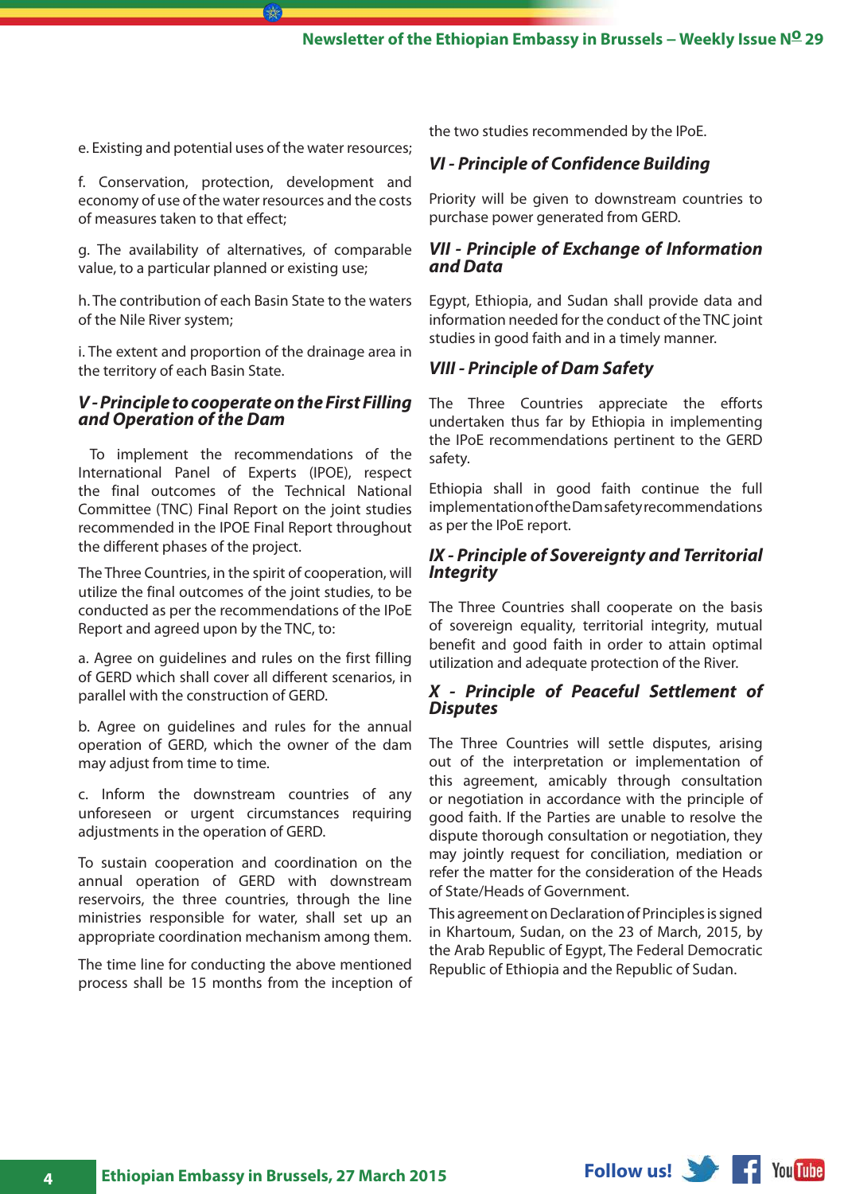e. Existing and potential uses of the water resources;

f. Conservation, protection, development and economy of use of the water resources and the costs of measures taken to that effect;

g. The availability of alternatives, of comparable value, to a particular planned or existing use;

h. The contribution of each Basin State to the waters of the Nile River system;

i. The extent and proportion of the drainage area in the territory of each Basin State.

### V - Principle to cooperate on the First Filling and Operation of the Dam

To implement the recommendations of the International Panel of Experts (IPOE), respect the final outcomes of the Technical National Committee (TNC) Final Report on the joint studies recommended in the IPOE Final Report throughout the different phases of the project.

The Three Countries, in the spirit of cooperation, will utilize the final outcomes of the joint studies, to be conducted as per the recommendations of the IPoE Report and agreed upon by the TNC, to:

a. Agree on guidelines and rules on the first filling of GERD which shall cover all different scenarios, in parallel with the construction of GERD.

b. Agree on guidelines and rules for the annual operation of GERD, which the owner of the dam may adjust from time to time.

c. Inform the downstream countries of any unforeseen or urgent circumstances requiring adjustments in the operation of GERD.

To sustain cooperation and coordination on the annual operation of GERD with downstream reservoirs, the three countries, through the line ministries responsible for water, shall set up an appropriate coordination mechanism among them.

The time line for conducting the above mentioned process shall be 15 months from the inception of the two studies recommended by the IPoE.

### VI - Principle of Confidence Building

Priority will be given to downstream countries to purchase power generated from GERD.

### VII - Principle of Exchange of Information and Data

Egypt, Ethiopia, and Sudan shall provide data and information needed for the conduct of the TNC joint studies in good faith and in a timely manner.

### VIII - Principle of Dam Safety

The Three Countries appreciate the efforts undertaken thus far by Ethiopia in implementing the IPoE recommendations pertinent to the GERD safety.

Ethiopia shall in good faith continue the full implementation of the Dam safety recommendations as per the IPoE report.

### IX - Principle of Sovereignty and Territorial Integrity

The Three Countries shall cooperate on the basis of sovereign equality, territorial integrity, mutual benefit and good faith in order to attain optimal utilization and adequate protection of the River.

### X - Principle of Peaceful Settlement of Disputes

The Three Countries will settle disputes, arising out of the interpretation or implementation of this agreement, amicably through consultation or negotiation in accordance with the principle of good faith. If the Parties are unable to resolve the dispute thorough consultation or negotiation, they may jointly request for conciliation, mediation or refer the matter for the consideration of the Heads of State/Heads of Government.

This agreement on Declaration of Principles is signed in Khartoum, Sudan, on the 23 of March, 2015, by the Arab Republic of Egypt, The Federal Democratic Republic of Ethiopia and the Republic of Sudan.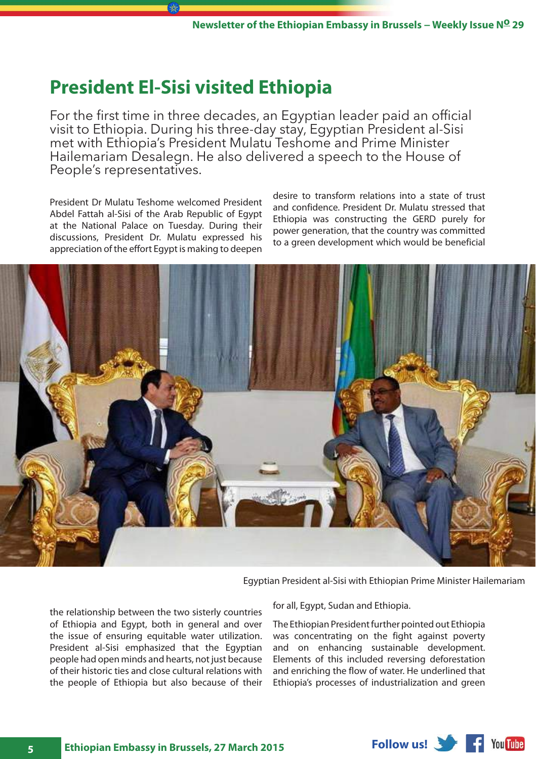# President El-Sisi visited Ethiopia

For the first time in three decades, an Egyptian leader paid an official visit to Ethiopia. During his three-day stay, Egyptian President al-Sisi met with Ethiopia's President Mulatu Teshome and Prime Minister Hailemariam Desalegn. He also delivered a speech to the House of People's representatives.

President Dr Mulatu Teshome welcomed President Abdel Fattah al-Sisi of the Arab Republic of Egypt at the National Palace on Tuesday. During their discussions, President Dr. Mulatu expressed his appreciation of the effort Egypt is making to deepen the relationship between the two sisterly countries of Ethiopia and Egypt, both in general and over the issue of ensuring equitable water utilization. President al-Sisi emphasized that the Egyptian people had open minds and hearts, not just because of their historic ties and close cultural relations with the people of Ethiopia but also because of their desire to transform relations into a state of trust and confidence. President Dr. Mulatu stressed that Ethiopia was constructing the GERD purely for power generation, that the country was committed to a green development which would be beneficial for all, Egypt, Sudan and Ethiopia.

Egyptian President al-Sisi with Ethiopian Prime Minister Hailemariam

The Ethiopian President further pointed out Ethiopia was concentrating on the fight against poverty and on enhancing sustainable development. Elements of this included reversing deforestation and enriching the flow of water. He underlined that Ethiopia's processes of industrialization and green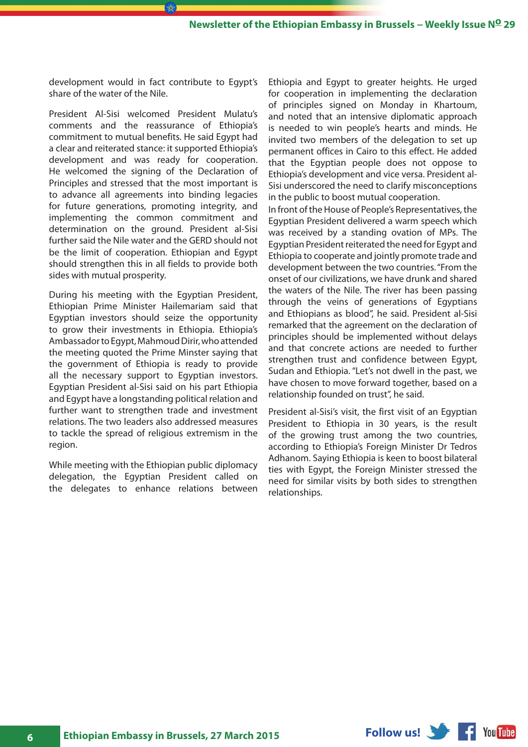development would in fact contribute to Egypt's share of the water of the Nile.

President Al-Sisi welcomed President Mulatu's comments and the reassurance of Ethiopia's commitment to mutual benefits. He said Egypt had a clear and reiterated stance: it supported Ethiopia's development and was ready for cooperation. He welcomed the signing of the Declaration of Principles and stressed that the most important is to advance all agreements into binding legacies for future generations, promoting integrity, and implementing the common commitment and determination on the ground. President al-Sisi further said the Nile water and the GERD should not be the limit of cooperation. Ethiopian and Egypt should strengthen this in all fields to provide both sides with mutual prosperity.

During his meeting with the Egyptian President, Ethiopian Prime Minister Hailemariam said that Egyptian investors should seize the opportunity to grow their investments in Ethiopia. Ethiopia's Ambassador to Egypt, Mahmoud Dirir, who attended the meeting quoted the Prime Minster saying that the government of Ethiopia is ready to provide all the necessary support to Egyptian investors. Egyptian President al-Sisi said on his part Ethiopia and Egypt have a longstanding political relation and further want to strengthen trade and investment relations. The two leaders also addressed measures to tackle the spread of religious extremism in the region.

While meeting with the Ethiopian public diplomacy delegation, the Egyptian President called on the delegates to enhance relations between Ethiopia and Egypt to greater heights. He urged for cooperation in implementing the declaration of principles signed on Monday in Khartoum, and noted that an intensive diplomatic approach is needed to win people's hearts and minds. He invited two members of the delegation to set up permanent offices in Cairo to this effect. He added that the Egyptian people does not oppose to Ethiopia's development and vice versa. President al-Sisi underscored the need to clarify misconceptions in the public to boost mutual cooperation.

In front of the House of People's Representatives, the Egyptian President delivered a warm speech which was received by a standing ovation of MPs. The Egyptian President reiterated the need for Egypt and Ethiopia to cooperate and jointly promote trade and development between the two countries. "From the onset of our civilizations, we have drunk and shared the waters of the Nile. The river has been passing through the veins of generations of Egyptians and Ethiopians as blood", he said. President al-Sisi remarked that the agreement on the declaration of principles should be implemented without delays and that concrete actions are needed to further strengthen trust and confidence between Egypt, Sudan and Ethiopia. "Let's not dwell in the past, we have chosen to move forward together, based on a relationship founded on trust", he said.

President al-Sisi's visit, the first visit of an Egyptian President to Ethiopia in 30 years, is the result of the growing trust among the two countries, according to Ethiopia's Foreign Minister Dr Tedros Adhanom. Saying Ethiopia is keen to boost bilateral ties with Egypt, the Foreign Minister stressed the need for similar visits by both sides to strengthen relationships.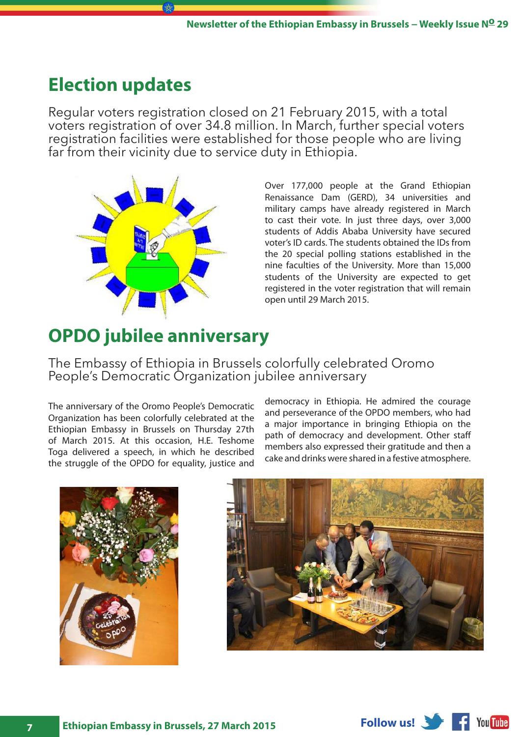## Election updates

Regular voters registration closed on 21 February 2015, with a total voters registration of over 34.8 million. In March, further special voters registration facilities were established for those people who are living far from their vicinity due to service duty in Ethiopia.

Over 177,000 people at the Grand Ethiopian Renaissance Dam (GERD), 34 universities and military camps have already registered in March to cast their vote. In just three days, over 3,000 students of Addis Ababa University have secured voter's ID cards. The students obtained the IDs from the 20 special polling stations established in the nine faculties of the University. More than 15,000 students of the University are expected to get registered in the voter registration that will remain open until 29 March 2015.

## OPDO jubilee anniversary

The Embassy of Ethiopia in Brussels colorfully celebrated Oromo People's Democratic Organization jubilee anniversary

The anniversary of the Oromo People's Democratic Organization has been colorfully celebrated at the Ethiopian Embassy in Brussels on Thursday 27th of March 2015. At this occasion, H.E. Teshome Toga delivered a speech, in which he described the struggle of the OPDO for equality, justice and democracy in Ethiopia. He admired the courage and perseverance of the OPDO members, who had a major importance in bringing Ethiopia on the path of democracy and development. Other staff members also expressed their gratitude and then a cake and drinks were shared in a festive atmosphere.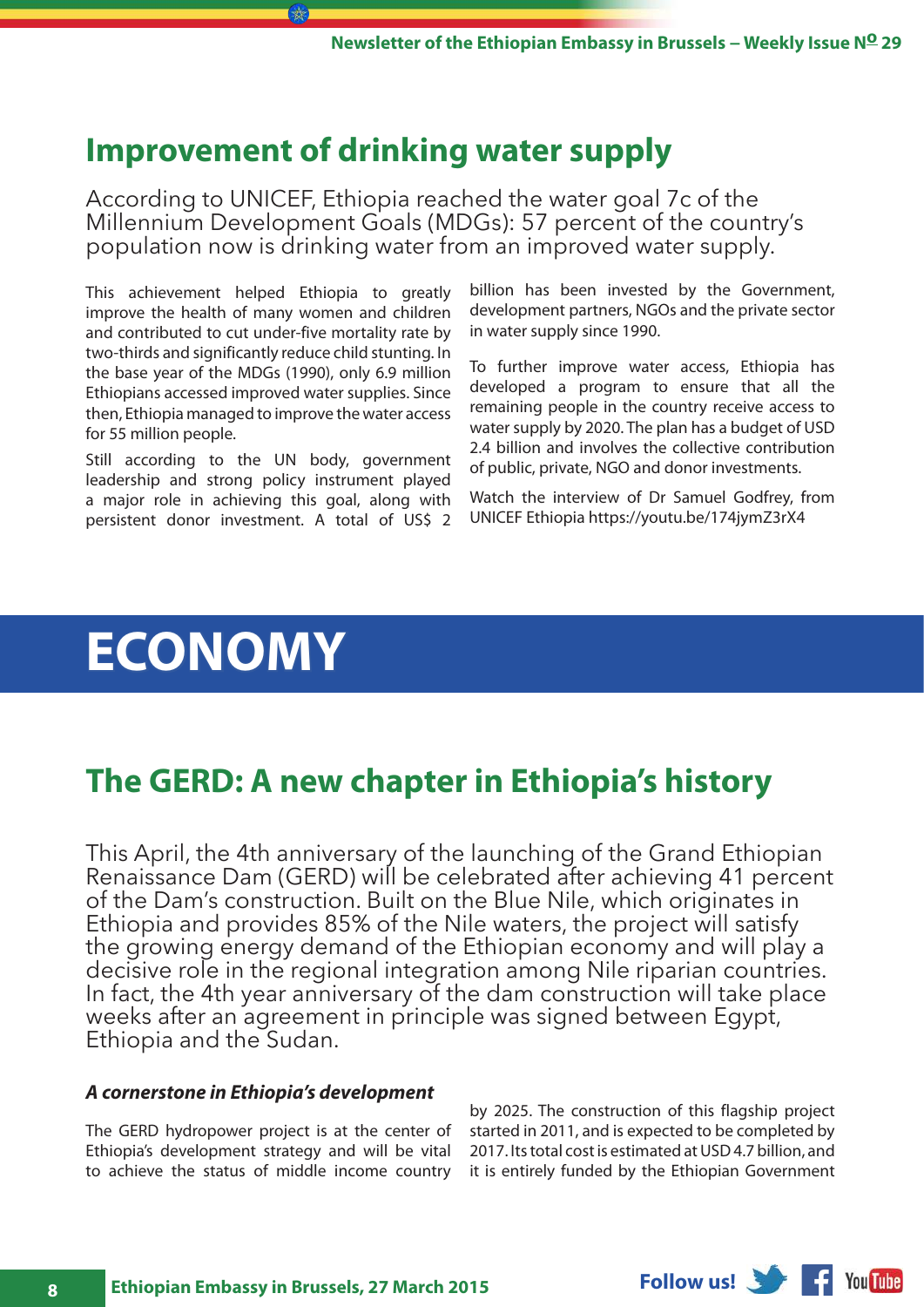## Improvement of drinking water supply

According to UNICEF, Ethiopia reached the water goal 7c of the Millennium Development Goals (MDGs): 57 percent of the country's population now is drinking water from an improved water supply.

This achievement helped Ethiopia to greatly improve the health of many women and children and contributed to cut under-five mortality rate by two-thirds and significantly reduce child stunting. In the base year of the MDGs (1990), only 6.9 million Ethiopians accessed improved water supplies. Since then, Ethiopia managed to improve the water access for 55 million people.

Still according to the UN body, government leadership and strong policy instrument played a major role in achieving this goal, along with persistent donor investment. A total of US$ 2 billion has been invested by the Government, development partners, NGOs and the private sector in water supply since 1990.

To further improve water access, Ethiopia has developed a program to ensure that all the remaining people in the country receive access to water supply by 2020. The plan has a budget of USD 2.4 billion and involves the collective contribution of public, private, NGO and donor investments.

Watch the interview of Dr Samuel Godfrey, from UNICEF Ethiopia https://youtu.be/174jymZ3rX4

# ECONOMY

## The GERD: A new chapter in Ethiopia's history

This April, the 4th anniversary of the launching of the Grand Ethiopian Renaissance Dam (GERD) will be celebrated after achieving 41 percent of the Dam's construction. Built on the Blue Nile, which originates in Ethiopia and provides 85% of the Nile waters, the project will satisfy the growing energy demand of the Ethiopian economy and will play a decisive role in the regional integration among Nile riparian countries. In fact, the 4th year anniversary of the dam construction will take place weeks after an agreement in principle was signed between Egypt, Ethiopia and the Sudan.

### *A cornerstone in Ethiopia's development*

The GERD hydropower project is at the center of Ethiopia's development strategy and will be vital to achieve the status of middle income country by 2025. The construction of this flagship project started in 2011, and is expected to be completed by 2017. Its total cost is estimated at USD 4.7 billion, and it is entirely funded by the Ethiopian Government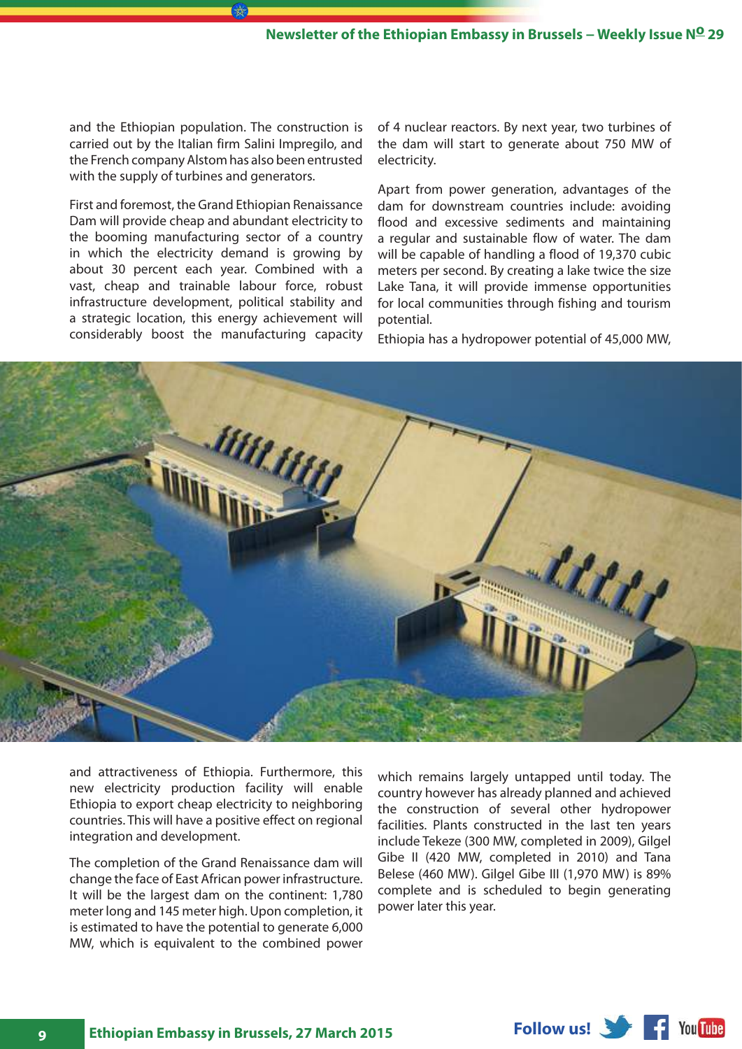and the Ethiopian population. The construction is carried out by the Italian firm Salini Impregilo, and the French company Alstom has also been entrusted with the supply of turbines and generators.

First and foremost, the Grand Ethiopian Renaissance Dam will provide cheap and abundant electricity to the booming manufacturing sector of a country in which the electricity demand is growing by about 30 percent each year. Combined with a vast, cheap and trainable labour force, robust infrastructure development, political stability and a strategic location, this energy achievement will considerably boost the manufacturing capacity and attractiveness of Ethiopia. Furthermore, this new electricity production facility will enable Ethiopia to export cheap electricity to neighboring countries. This will have a positive effect on regional integration and development.

The completion of the Grand Renaissance dam will change the face of East African power infrastructure. It will be the largest dam on the continent: 1,780 meter long and 145 meter high. Upon completion, it is estimated to have the potential to generate 6,000 MW, which is equivalent to the combined power of 4 nuclear reactors. By next year, two turbines of the dam will start to generate about 750 MW of electricity.

Apart from power generation, advantages of the dam for downstream countries include: avoiding flood and excessive sediments and maintaining a regular and sustainable flow of water. The dam will be capable of handling a flood of 19,370 cubic meters per second. By creating a lake twice the size Lake Tana, it will provide immense opportunities for local communities through fishing and tourism potential.

Ethiopia has a hydropower potential of 45,000 MW, which remains largely untapped until today. The country however has already planned and achieved the construction of several other hydropower facilities. Plants constructed in the last ten years include Tekeze (300 MW, completed in 2009), Gilgel Gibe II (420 MW, completed in 2010) and Tana Belese (460 MW). Gilgel Gibe III (1,970 MW) is 89% complete and is scheduled to begin generating power later this year.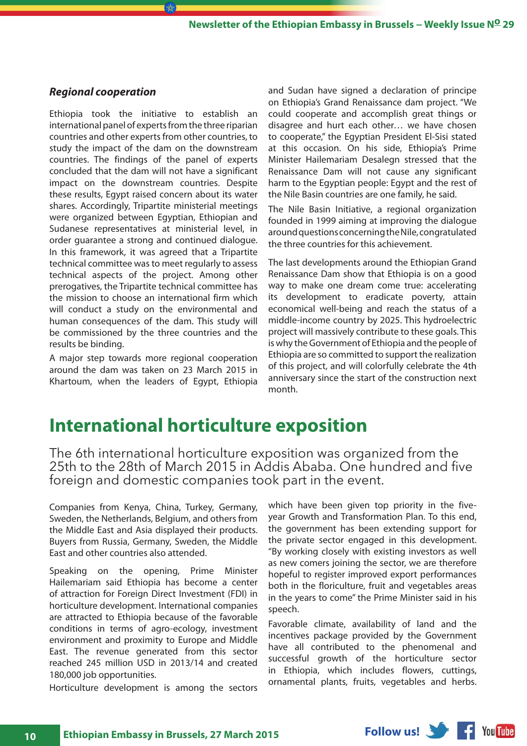### *Regional cooperation*

Ethiopia took the initiative to establish an international panel of experts from the three riparian countries and other experts from other countries, to study the impact of the dam on the downstream countries. The findings of the panel of experts concluded that the dam will not have a significant impact on the downstream countries. Despite these results, Egypt raised concern about its water shares. Accordingly, Tripartite ministerial meetings were organized between Egyptian, Ethiopian and Sudanese representatives at ministerial level, in order guarantee a strong and continued dialogue. In this framework, it was agreed that a Tripartite technical committee was to meet regularly to assess technical aspects of the project. Among other prerogatives, the Tripartite technical committee has the mission to choose an international firm which will conduct a study on the environmental and human consequences of the dam. This study will be commissioned by the three countries and the results be binding.

A major step towards more regional cooperation around the dam was taken on 23 March 2015 in Khartoum, when the leaders of Egypt, Ethiopia and Sudan have signed a declaration of principe on Ethiopia's Grand Renaissance dam project. "We could cooperate and accomplish great things or disagree and hurt each other… we have chosen to cooperate," the Egyptian President El-Sisi stated at this occasion. On his side, Ethiopia's Prime Minister Hailemariam Desalegn stressed that the Renaissance Dam will not cause any significant harm to the Egyptian people: Egypt and the rest of the Nile Basin countries are one family, he said.

The Nile Basin Initiative, a regional organization founded in 1999 aiming at improving the dialogue around questions concerning the Nile, congratulated the three countries for this achievement.

The last developments around the Ethiopian Grand Renaissance Dam show that Ethiopia is on a good way to make one dream come true: accelerating its development to eradicate poverty, attain economical well-being and reach the status of a middle-income country by 2025. This hydroelectric project will massively contribute to these goals. This is why the Government of Ethiopia and the people of Ethiopia are so committed to support the realization of this project, and will colorfully celebrate the 4th anniversary since the start of the construction next month.

# International horticulture exposition

The 6th international horticulture exposition was organized from the 25th to the 28th of March 2015 in Addis Ababa. One hundred and five foreign and domestic companies took part in the event.

Companies from Kenya, China, Turkey, Germany, Sweden, the Netherlands, Belgium, and others from the Middle East and Asia displayed their products. Buyers from Russia, Germany, Sweden, the Middle East and other countries also attended.

Speaking on the opening, Prime Minister Hailemariam said Ethiopia has become a center of attraction for Foreign Direct Investment (FDI) in horticulture development. International companies are attracted to Ethiopia because of the favorable conditions in terms of agro-ecology, investment environment and proximity to Europe and Middle East. The revenue generated from this sector reached 245 million USD in 2013/14 and created 180,000 job opportunities.

Horticulture development is among the sectors which have been given top priority in the five-year Growth and Transformation Plan. To this end, the government has been extending support for the private sector engaged in this development. "By working closely with existing investors as well as new comers joining the sector, we are therefore hopeful to register improved export performances both in the floriculture, fruit and vegetables areas in the years to come" the Prime Minister said in his speech.

Favorable climate, availability of land and the incentives package provided by the Government have all contributed to the phenomenal and successful growth of the horticulture sector in Ethiopia, which includes flowers, cuttings, ornamental plants, fruits, vegetables and herbs.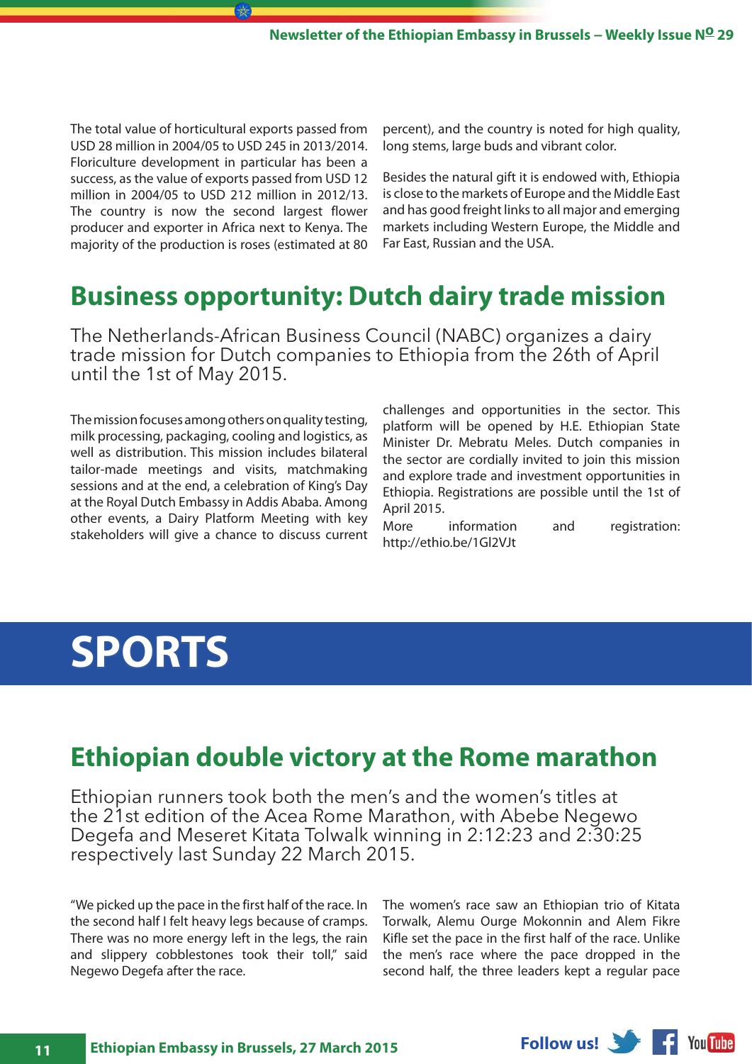The total value of horticultural exports passed from USD 28 million in 2004/05 to USD 245 in 2013/2014. Floriculture development in particular has been a success, as the value of exports passed from USD 12 million in 2004/05 to USD 212 million in 2012/13. The country is now the second largest flower producer and exporter in Africa next to Kenya. The majority of the production is roses (estimated at 80 percent), and the country is noted for high quality, long stems, large buds and vibrant color.

Besides the natural gift it is endowed with, Ethiopia is close to the markets of Europe and the Middle East and has good freight links to all major and emerging markets including Western Europe, the Middle and Far East, Russian and the USA.

## Business opportunity: Dutch dairy trade mission

The Netherlands-African Business Council (NABC) organizes a dairy trade mission for Dutch companies to Ethiopia from the 26th of April until the 1st of May 2015.

The mission focuses among others on quality testing, milk processing, packaging, cooling and logistics, as well as distribution. This mission includes bilateral tailor-made meetings and visits, matchmaking sessions and at the end, a celebration of King's Day at the Royal Dutch Embassy in Addis Ababa. Among other events, a Dairy Platform Meeting with key stakeholders will give a chance to discuss current challenges and opportunities in the sector. This platform will be opened by H.E. Ethiopian State Minister Dr. Mebratu Meles. Dutch companies in the sector are cordially invited to join this mission and explore trade and investment opportunities in Ethiopia. Registrations are possible until the 1st of April 2015.

More information and registration: http://ethio.be/1Gl2VJt

# SPORTS

## Ethiopian double victory at the Rome marathon

Ethiopian runners took both the men's and the women's titles at the 21st edition of the Acea Rome Marathon, with Abebe Negewo Degefa and Meseret Kitata Tolwalk winning in 2:12:23 and 2:30:25 respectively last Sunday 22 March 2015.

"We picked up the pace in the first half of the race. In the second half I felt heavy legs because of cramps. There was no more energy left in the legs, the rain and slippery cobblestones took their toll," said Negewo Degefa after the race.

The women's race saw an Ethiopian trio of Kitata Torwalk, Alemu Ourge Mokonnin and Alem Fikre Kifle set the pace in the first half of the race. Unlike the men's race where the pace dropped in the second half, the three leaders kept a regular pace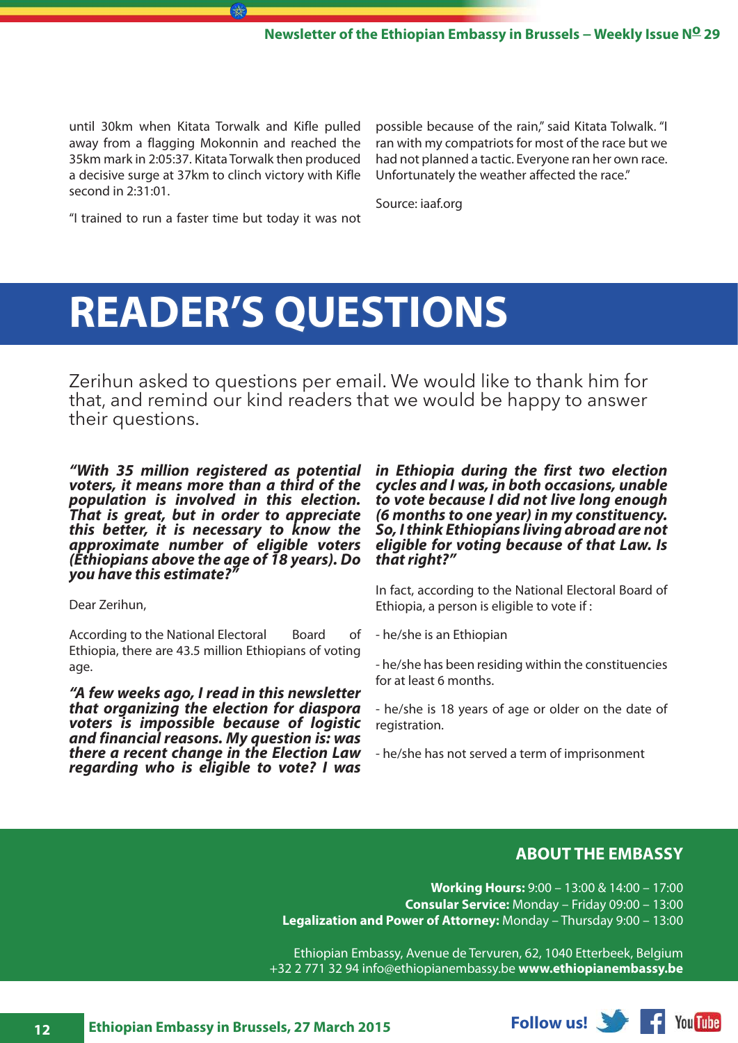until 30km when Kitata Torwalk and Kifle pulled away from a flagging Mokonnin and reached the 35km mark in 2:05:37. Kitata Torwalk then produced a decisive surge at 37km to clinch victory with Kifle second in 2:31:01.

"I trained to run a faster time but today it was not possible because of the rain," said Kitata Tolwalk. "I ran with my compatriots for most of the race but we had not planned a tactic. Everyone ran her own race. Unfortunately the weather affected the race."

Source: iaaf.org

# READER'S QUESTIONS

Zerihun asked to questions per email. We would like to thank him for that, and remind our kind readers that we would be happy to answer their questions.

***"With 35 million registered as potential voters, it means more than a third of the population is involved in this election. That is great, but in order to appreciate this better, it is necessary to know the approximate number of eligible voters (Ethiopians above the age of 18 years). Do you have this estimate?"***

Dear Zerihun,

According to the National Electoral Board of Ethiopia, there are 43.5 million Ethiopians of voting age.

***"A few weeks ago, I read in this newsletter that organizing the election for diaspora voters is impossible because of logistic and financial reasons. My question is: was there a recent change in the Election Law regarding who is eligible to vote? I was in Ethiopia during the first two election cycles and I was, in both occasions, unable to vote because I did not live long enough (6 months to one year) in my constituency. So, I think Ethiopians living abroad are not eligible for voting because of that Law. Is that right?"***

In fact, according to the National Electoral Board of Ethiopia, a person is eligible to vote if :

- he/she is an Ethiopian

- he/she has been residing within the constituencies for at least 6 months.

- he/she is 18 years of age or older on the date of registration.

- he/she has not served a term of imprisonment

## ABOUT THE EMBASSY

**Working Hours:** 9:00 – 13:00 & 14:00 – 17:00
**Consular Service:** Monday – Friday 09:00 – 13:00
**Legalization and Power of Attorney:** Monday – Thursday 9:00 – 13:00

Ethiopian Embassy, Avenue de Tervuren, 62, 1040 Etterbeek, Belgium
+32 2 771 32 94 info@ethiopianembassy.be **www.ethiopianembassy.be**

Follow us!